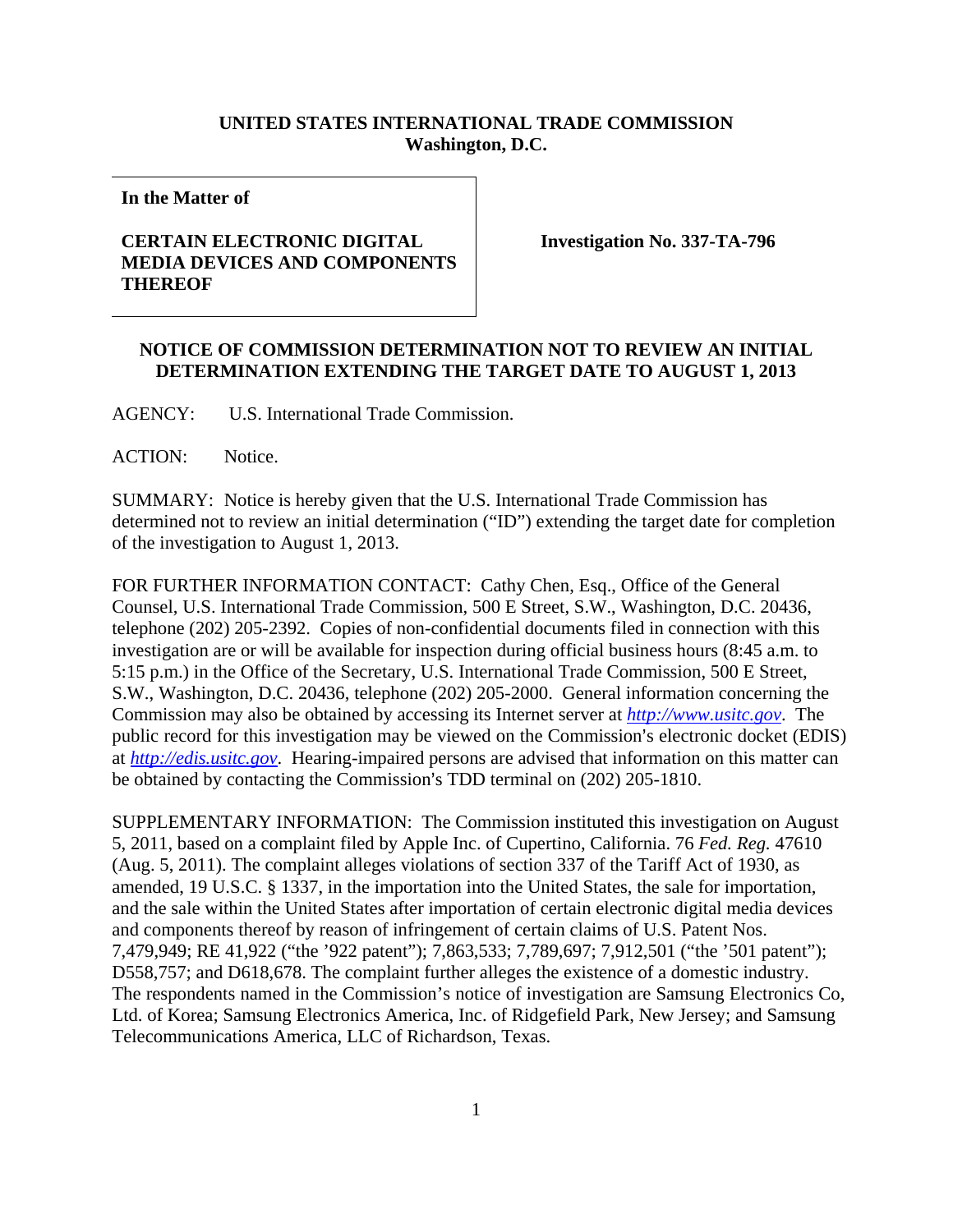**UNITED STATES INTERNATIONAL TRADE COMMISSION**
**Washington, D.C.**

**In the Matter of**

**CERTAIN ELECTRONIC DIGITAL MEDIA DEVICES AND COMPONENTS THEREOF**

**Investigation No. 337-TA-796**

**NOTICE OF COMMISSION DETERMINATION NOT TO REVIEW AN INITIAL DETERMINATION EXTENDING THE TARGET DATE TO AUGUST 1, 2013**

AGENCY: U.S. International Trade Commission.

ACTION: Notice.

SUMMARY: Notice is hereby given that the U.S. International Trade Commission has determined not to review an initial determination ("ID") extending the target date for completion of the investigation to August 1, 2013.

FOR FURTHER INFORMATION CONTACT: Cathy Chen, Esq., Office of the General Counsel, U.S. International Trade Commission, 500 E Street, S.W., Washington, D.C. 20436, telephone (202) 205-2392. Copies of non-confidential documents filed in connection with this investigation are or will be available for inspection during official business hours (8:45 a.m. to 5:15 p.m.) in the Office of the Secretary, U.S. International Trade Commission, 500 E Street, S.W., Washington, D.C. 20436, telephone (202) 205-2000. General information concerning the Commission may also be obtained by accessing its Internet server at *http://www.usitc.gov*. The public record for this investigation may be viewed on the Commission's electronic docket (EDIS) at *http://edis.usitc.gov*. Hearing-impaired persons are advised that information on this matter can be obtained by contacting the Commission's TDD terminal on (202) 205-1810.

SUPPLEMENTARY INFORMATION: The Commission instituted this investigation on August 5, 2011, based on a complaint filed by Apple Inc. of Cupertino, California. 76 *Fed. Reg.* 47610 (Aug. 5, 2011). The complaint alleges violations of section 337 of the Tariff Act of 1930, as amended, 19 U.S.C. § 1337, in the importation into the United States, the sale for importation, and the sale within the United States after importation of certain electronic digital media devices and components thereof by reason of infringement of certain claims of U.S. Patent Nos. 7,479,949; RE 41,922 ("the '922 patent"); 7,863,533; 7,789,697; 7,912,501 ("the '501 patent"); D558,757; and D618,678. The complaint further alleges the existence of a domestic industry. The respondents named in the Commission's notice of investigation are Samsung Electronics Co, Ltd. of Korea; Samsung Electronics America, Inc. of Ridgefield Park, New Jersey; and Samsung Telecommunications America, LLC of Richardson, Texas.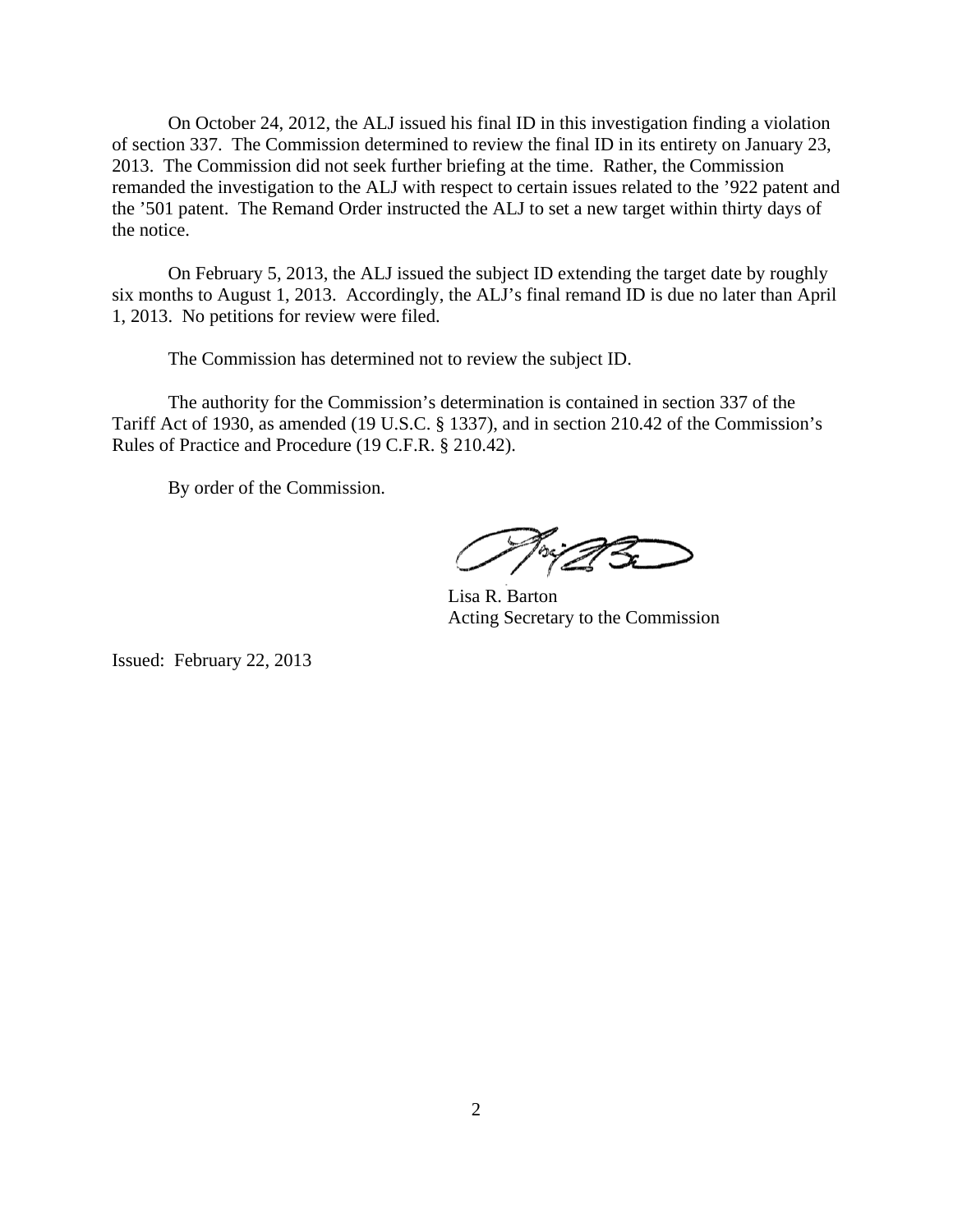On October 24, 2012, the ALJ issued his final ID in this investigation finding a violation of section 337. The Commission determined to review the final ID in its entirety on January 23, 2013. The Commission did not seek further briefing at the time. Rather, the Commission remanded the investigation to the ALJ with respect to certain issues related to the '922 patent and the '501 patent. The Remand Order instructed the ALJ to set a new target within thirty days of the notice.

On February 5, 2013, the ALJ issued the subject ID extending the target date by roughly six months to August 1, 2013. Accordingly, the ALJ's final remand ID is due no later than April 1, 2013. No petitions for review were filed.

The Commission has determined not to review the subject ID.

The authority for the Commission's determination is contained in section 337 of the Tariff Act of 1930, as amended (19 U.S.C. § 1337), and in section 210.42 of the Commission's Rules of Practice and Procedure (19 C.F.R. § 210.42).

By order of the Commission.

Lisa R. Barton
Acting Secretary to the Commission

Issued: February 22, 2013